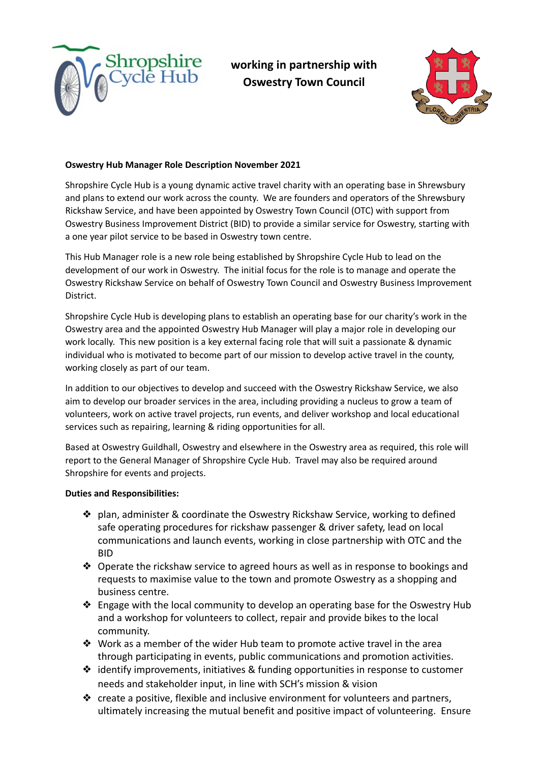**working in partnership with Oswestry Town Council**

**Oswestry Hub Manager Role Description November 2021**

Shropshire Cycle Hub is a young dynamic active travel charity with an operating base in Shrewsbury and plans to extend our work across the county. We are founders and operators of the Shrewsbury Rickshaw Service, and have been appointed by Oswestry Town Council (OTC) with support from Oswestry Business Improvement District (BID) to provide a similar service for Oswestry, starting with a one year pilot service to be based in Oswestry town centre.

This Hub Manager role is a new role being established by Shropshire Cycle Hub to lead on the development of our work in Oswestry. The initial focus for the role is to manage and operate the Oswestry Rickshaw Service on behalf of Oswestry Town Council and Oswestry Business Improvement District.

Shropshire Cycle Hub is developing plans to establish an operating base for our charity's work in the Oswestry area and the appointed Oswestry Hub Manager will play a major role in developing our work locally. This new position is a key external facing role that will suit a passionate & dynamic individual who is motivated to become part of our mission to develop active travel in the county, working closely as part of our team.

In addition to our objectives to develop and succeed with the Oswestry Rickshaw Service, we also aim to develop our broader services in the area, including providing a nucleus to grow a team of volunteers, work on active travel projects, run events, and deliver workshop and local educational services such as repairing, learning & riding opportunities for all.

Based at Oswestry Guildhall, Oswestry and elsewhere in the Oswestry area as required, this role will report to the General Manager of Shropshire Cycle Hub. Travel may also be required around Shropshire for events and projects.

**Duties and Responsibilities:**

- plan, administer & coordinate the Oswestry Rickshaw Service, working to defined safe operating procedures for rickshaw passenger & driver safety, lead on local communications and launch events, working in close partnership with OTC and the BID
- Operate the rickshaw service to agreed hours as well as in response to bookings and requests to maximise value to the town and promote Oswestry as a shopping and business centre.
- Engage with the local community to develop an operating base for the Oswestry Hub and a workshop for volunteers to collect, repair and provide bikes to the local community.
- Work as a member of the wider Hub team to promote active travel in the area through participating in events, public communications and promotion activities.
- identify improvements, initiatives & funding opportunities in response to customer needs and stakeholder input, in line with SCH's mission & vision
- create a positive, flexible and inclusive environment for volunteers and partners, ultimately increasing the mutual benefit and positive impact of volunteering. Ensure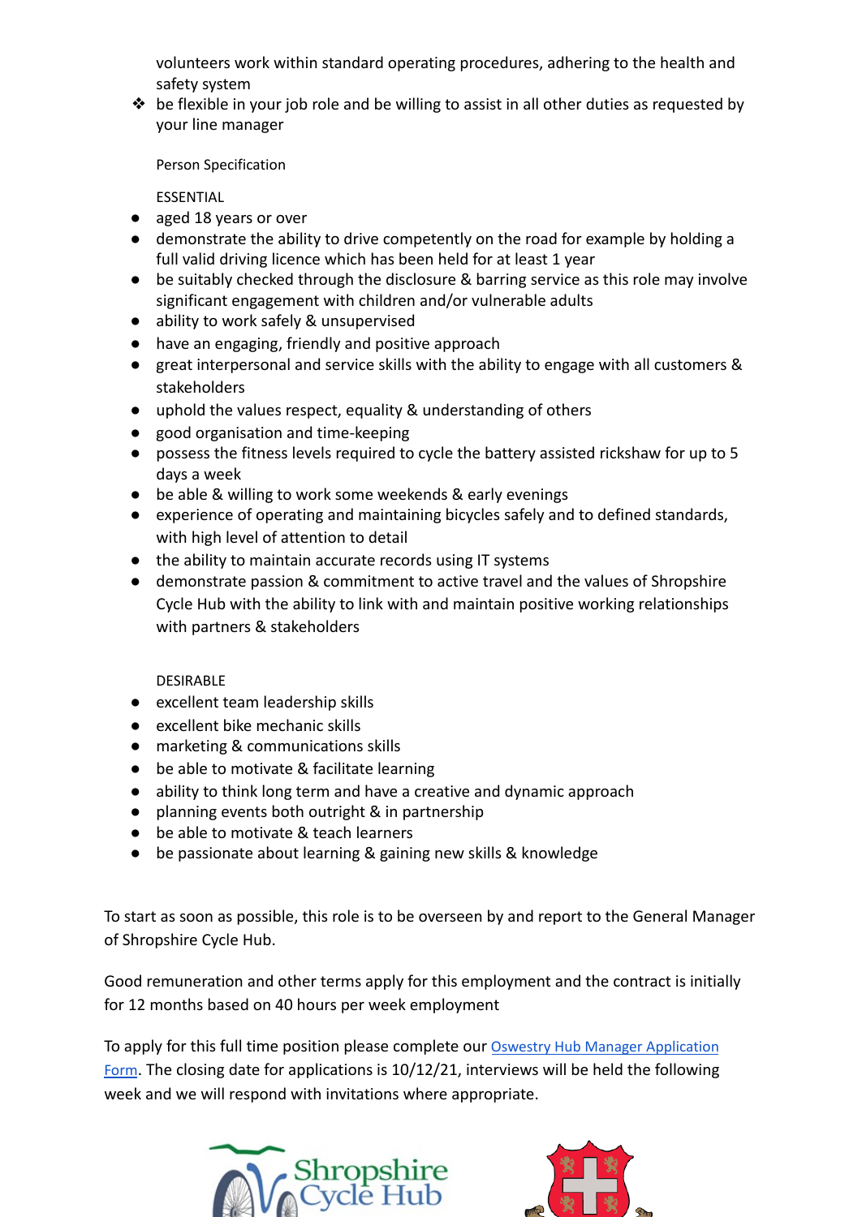volunteers work within standard operating procedures, adhering to the health and safety system

❖ be flexible in your job role and be willing to assist in all other duties as requested by your line manager

Person Specification

ESSENTIAL

- aged 18 years or over
- demonstrate the ability to drive competently on the road for example by holding a full valid driving licence which has been held for at least 1 year
- be suitably checked through the disclosure & barring service as this role may involve significant engagement with children and/or vulnerable adults
- ability to work safely & unsupervised
- have an engaging, friendly and positive approach
- great interpersonal and service skills with the ability to engage with all customers & stakeholders
- uphold the values respect, equality & understanding of others
- good organisation and time-keeping
- possess the fitness levels required to cycle the battery assisted rickshaw for up to 5 days a week
- be able & willing to work some weekends & early evenings
- experience of operating and maintaining bicycles safely and to defined standards, with high level of attention to detail
- the ability to maintain accurate records using IT systems
- demonstrate passion & commitment to active travel and the values of Shropshire Cycle Hub with the ability to link with and maintain positive working relationships with partners & stakeholders

DESIRABLE

- excellent team leadership skills
- excellent bike mechanic skills
- marketing & communications skills
- be able to motivate & facilitate learning
- ability to think long term and have a creative and dynamic approach
- planning events both outright & in partnership
- be able to motivate & teach learners
- be passionate about learning & gaining new skills & knowledge

To start as soon as possible, this role is to be overseen by and report to the General Manager of Shropshire Cycle Hub.

Good remuneration and other terms apply for this employment and the contract is initially for 12 months based on 40 hours per week employment

To apply for this full time position please complete our Oswestry Hub Manager Application Form. The closing date for applications is 10/12/21, interviews will be held the following week and we will respond with invitations where appropriate.

Shropshire Cycle Hub